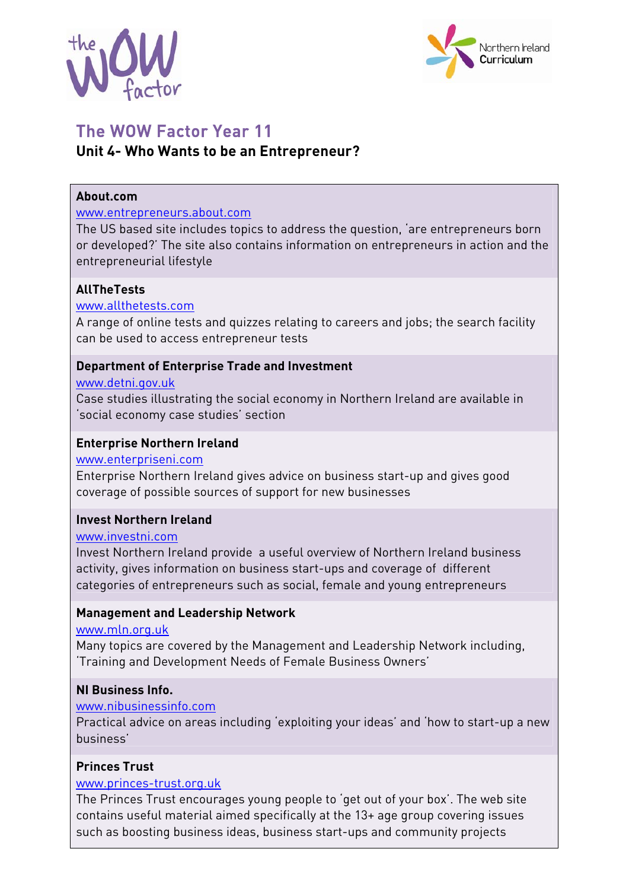# The WOW Factor Year 11

## Unit 4- Who Wants to be an Entrepreneur?

**About.com**
www.entrepreneurs.about.com
The US based site includes topics to address the question, 'are entrepreneurs born or developed?' The site also contains information on entrepreneurs in action and the entrepreneurial lifestyle

**AllTheTests**
www.allthetests.com
A range of online tests and quizzes relating to careers and jobs; the search facility can be used to access entrepreneur tests

**Department of Enterprise Trade and Investment**
www.detni.gov.uk
Case studies illustrating the social economy in Northern Ireland are available in 'social economy case studies' section

**Enterprise Northern Ireland**
www.enterpriseni.com
Enterprise Northern Ireland gives advice on business start-up and gives good coverage of possible sources of support for new businesses

**Invest Northern Ireland**
www.investni.com
Invest Northern Ireland provide a useful overview of Northern Ireland business activity, gives information on business start-ups and coverage of different categories of entrepreneurs such as social, female and young entrepreneurs

**Management and Leadership Network**
www.mln.org.uk
Many topics are covered by the Management and Leadership Network including, 'Training and Development Needs of Female Business Owners'

**NI Business Info.**
www.nibusinessinfo.com
Practical advice on areas including 'exploiting your ideas' and 'how to start-up a new business'

**Princes Trust**
www.princes-trust.org.uk
The Princes Trust encourages young people to 'get out of your box'. The web site contains useful material aimed specifically at the 13+ age group covering issues such as boosting business ideas, business start-ups and community projects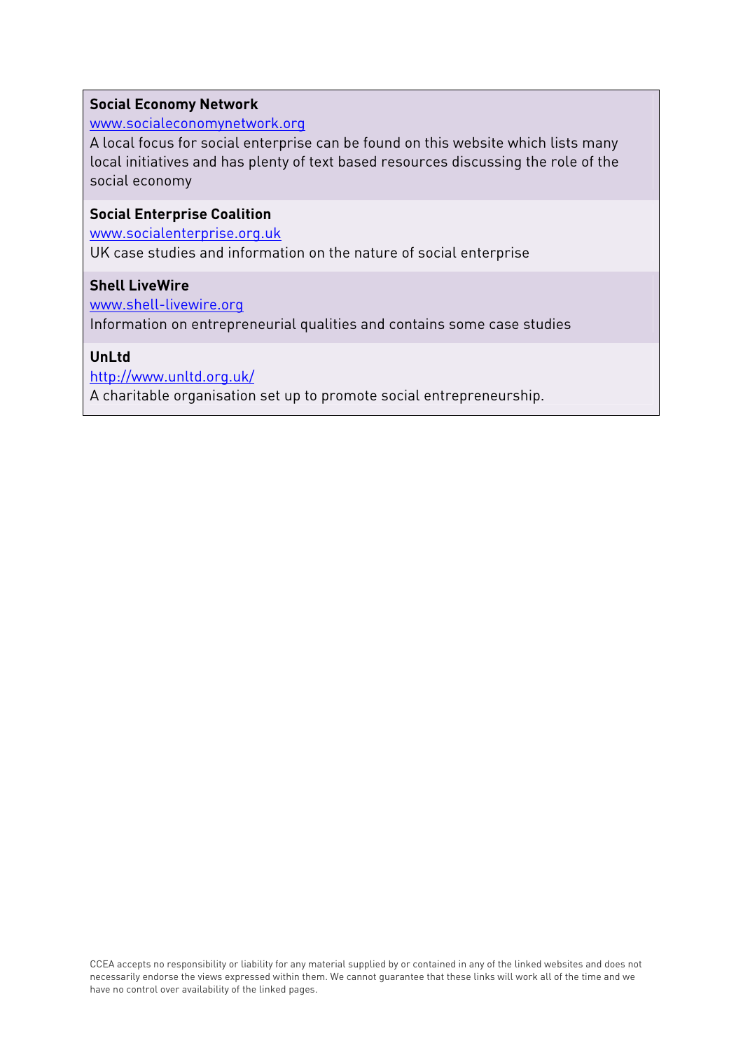**Social Economy Network**

[www.socialeconomynetwork.org](http://www.socialeconomynetwork.org)

A local focus for social enterprise can be found on this website which lists many local initiatives and has plenty of text based resources discussing the role of the social economy

**Social Enterprise Coalition**

[www.socialenterprise.org.uk](http://www.socialenterprise.org.uk)

UK case studies and information on the nature of social enterprise

**Shell LiveWire**

[www.shell-livewire.org](http://www.shell-livewire.org)

Information on entrepreneurial qualities and contains some case studies

**UnLtd**

[http://www.unltd.org.uk/](http://www.unltd.org.uk/)

A charitable organisation set up to promote social entrepreneurship.

CCEA accepts no responsibility or liability for any material supplied by or contained in any of the linked websites and does not necessarily endorse the views expressed within them. We cannot guarantee that these links will work all of the time and we have no control over availability of the linked pages.